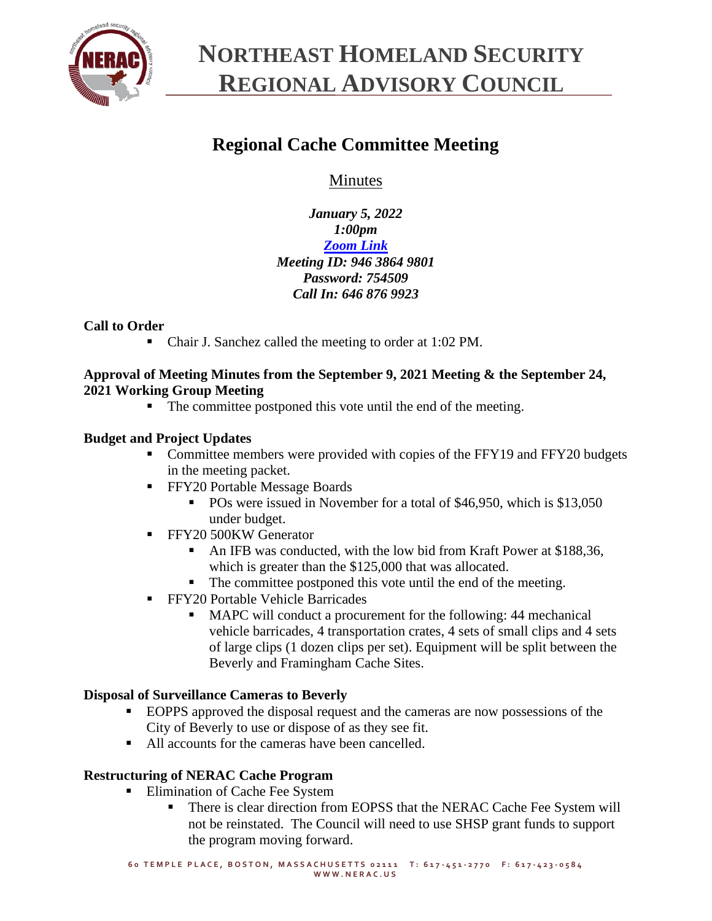# NORTHEAST HOMELAND SECURITY REGIONAL ADVISORY COUNCIL

## Regional Cache Committee Meeting

Minutes

***January 5, 2022***
***1:00pm***
***Zoom Link***
***Meeting ID: 946 3864 9801***
***Password: 754509***
***Call In: 646 876 9923***

**Call to Order**

- Chair J. Sanchez called the meeting to order at 1:02 PM.

**Approval of Meeting Minutes from the September 9, 2021 Meeting & the September 24, 2021 Working Group Meeting**

- The committee postponed this vote until the end of the meeting.

**Budget and Project Updates**

- Committee members were provided with copies of the FFY19 and FFY20 budgets in the meeting packet.
- FFY20 Portable Message Boards
  - POs were issued in November for a total of $46,950, which is $13,050 under budget.
- FFY20 500KW Generator
  - An IFB was conducted, with the low bid from Kraft Power at $188,36, which is greater than the $125,000 that was allocated.
  - The committee postponed this vote until the end of the meeting.
- FFY20 Portable Vehicle Barricades
  - MAPC will conduct a procurement for the following: 44 mechanical vehicle barricades, 4 transportation crates, 4 sets of small clips and 4 sets of large clips (1 dozen clips per set). Equipment will be split between the Beverly and Framingham Cache Sites.

**Disposal of Surveillance Cameras to Beverly**

- EOPPS approved the disposal request and the cameras are now possessions of the City of Beverly to use or dispose of as they see fit.
- All accounts for the cameras have been cancelled.

**Restructuring of NERAC Cache Program**

- Elimination of Cache Fee System
  - There is clear direction from EOPSS that the NERAC Cache Fee System will not be reinstated. The Council will need to use SHSP grant funds to support the program moving forward.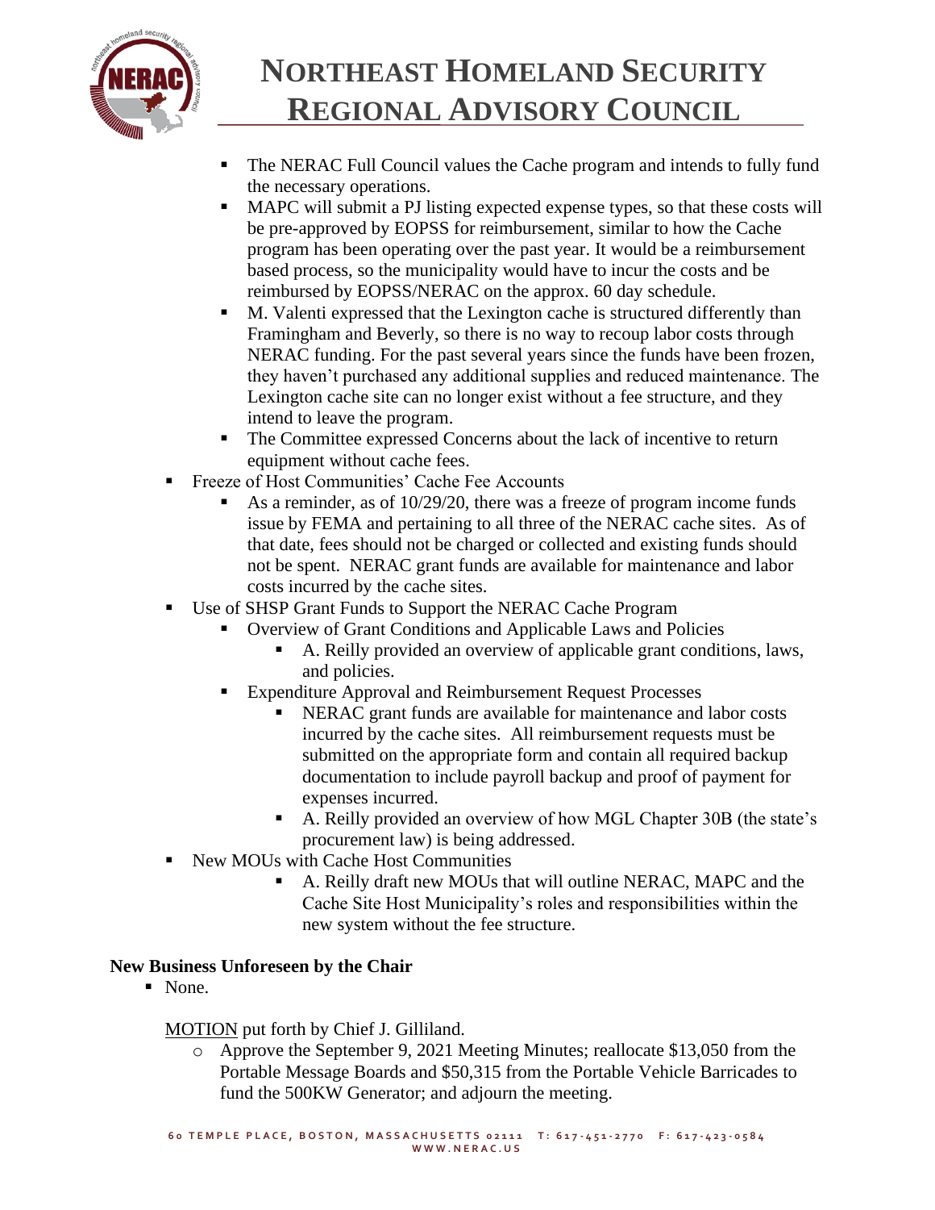- The NERAC Full Council values the Cache program and intends to fully fund the necessary operations.
    - MAPC will submit a PJ listing expected expense types, so that these costs will be pre-approved by EOPSS for reimbursement, similar to how the Cache program has been operating over the past year. It would be a reimbursement based process, so the municipality would have to incur the costs and be reimbursed by EOPSS/NERAC on the approx. 60 day schedule.
    - M. Valenti expressed that the Lexington cache is structured differently than Framingham and Beverly, so there is no way to recoup labor costs through NERAC funding. For the past several years since the funds have been frozen, they haven't purchased any additional supplies and reduced maintenance. The Lexington cache site can no longer exist without a fee structure, and they intend to leave the program.
    - The Committee expressed Concerns about the lack of incentive to return equipment without cache fees.
- Freeze of Host Communities' Cache Fee Accounts
    - As a reminder, as of 10/29/20, there was a freeze of program income funds issue by FEMA and pertaining to all three of the NERAC cache sites. As of that date, fees should not be charged or collected and existing funds should not be spent. NERAC grant funds are available for maintenance and labor costs incurred by the cache sites.
- Use of SHSP Grant Funds to Support the NERAC Cache Program
    - Overview of Grant Conditions and Applicable Laws and Policies
        - A. Reilly provided an overview of applicable grant conditions, laws, and policies.
    - Expenditure Approval and Reimbursement Request Processes
        - NERAC grant funds are available for maintenance and labor costs incurred by the cache sites. All reimbursement requests must be submitted on the appropriate form and contain all required backup documentation to include payroll backup and proof of payment for expenses incurred.
        - A. Reilly provided an overview of how MGL Chapter 30B (the state's procurement law) is being addressed.
- New MOUs with Cache Host Communities
        - A. Reilly draft new MOUs that will outline NERAC, MAPC and the Cache Site Host Municipality's roles and responsibilities within the new system without the fee structure.

**New Business Unforeseen by the Chair**

- None.

<u>MOTION</u> put forth by Chief J. Gilliland.

- Approve the September 9, 2021 Meeting Minutes; reallocate $13,050 from the Portable Message Boards and $50,315 from the Portable Vehicle Barricades to fund the 500KW Generator; and adjourn the meeting.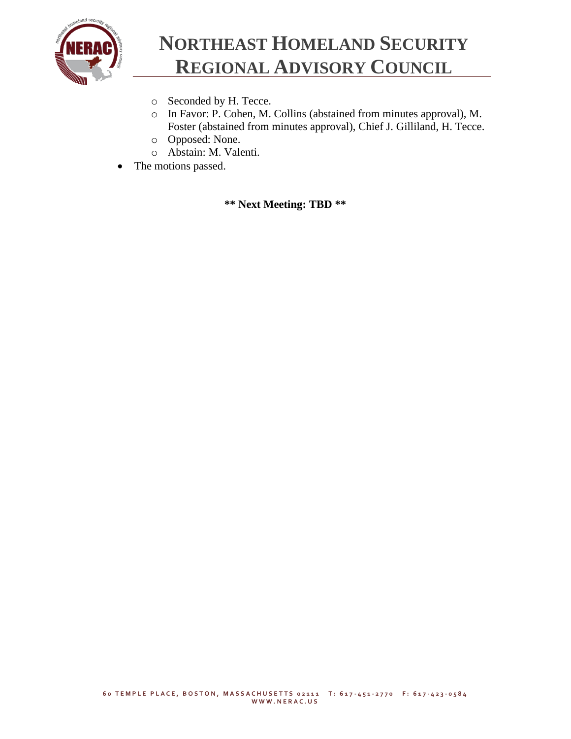- Seconded by H. Tecce.
  - In Favor: P. Cohen, M. Collins (abstained from minutes approval), M. Foster (abstained from minutes approval), Chief J. Gilliland, H. Tecce.
  - Opposed: None.
  - Abstain: M. Valenti.
- The motions passed.

**\*\* Next Meeting: TBD \*\***